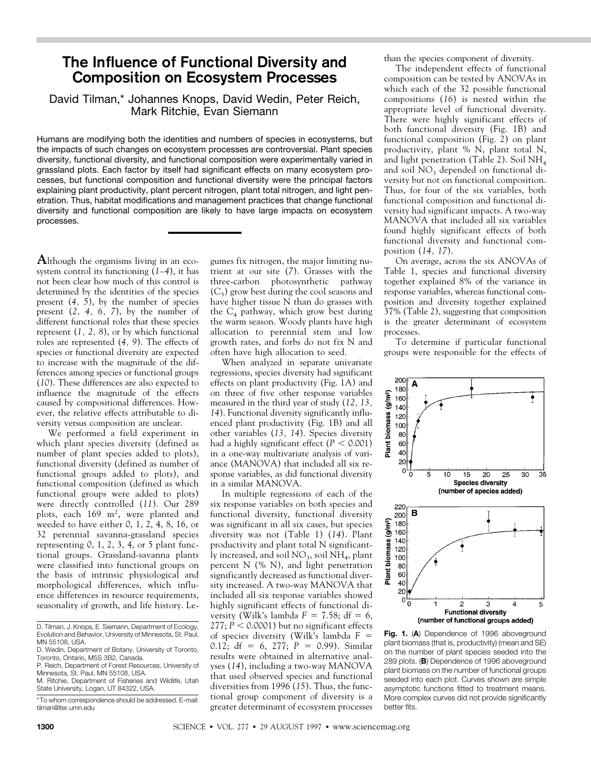# The Influence of Functional Diversity and Composition on Ecosystem Processes

David Tilman,* Johannes Knops, David Wedin, Peter Reich, Mark Ritchie, Evan Siemann

Humans are modifying both the identities and numbers of species in ecosystems, but the impacts of such changes on ecosystem processes are controversial. Plant species diversity, functional diversity, and functional composition were experimentally varied in grassland plots. Each factor by itself had significant effects on many ecosystem processes, but functional composition and functional diversity were the principal factors explaining plant productivity, plant percent nitrogen, plant total nitrogen, and light penetration. Thus, habitat modifications and management practices that change functional diversity and functional composition are likely to have large impacts on ecosystem processes.

Although the organisms living in an ecosystem control its functioning (1–4), it has not been clear how much of this control is determined by the identities of the species present (4, 5), by the number of species present (2, 4, 6, 7), by the number of different functional roles that these species represent (1, 2, 8), or by which functional roles are represented (4, 9). The effects of species or functional diversity are expected to increase with the magnitude of the differences among species or functional groups (10). These differences are also expected to influence the magnitude of the effects caused by compositional differences. However, the relative effects attributable to diversity versus composition are unclear.

We performed a field experiment in which plant species diversity (defined as number of plant species added to plots), functional diversity (defined as number of functional groups added to plots), and functional composition (defined as which functional groups were added to plots) were directly controlled (11). Our 289 plots, each 169 $m^2$, were planted and weeded to have either 0, 1, 2, 4, 8, 16, or 32 perennial savanna-grassland species representing 0, 1, 2, 3, 4, or 5 plant functional groups. Grassland-savanna plants were classified into functional groups on the basis of intrinsic physiological and morphological differences, which influence differences in resource requirements, seasonality of growth, and life history. Legumes fix nitrogen, the major limiting nutrient at our site (7). Grasses with the three-carbon photosynthetic pathway ($C_3$) grow best during the cool seasons and have higher tissue N than do grasses with the $C_4$ pathway, which grow best during the warm season. Woody plants have high allocation to perennial stem and low growth rates, and forbs do not fix N and often have high allocation to seed.

When analyzed in separate univariate regressions, species diversity had significant effects on plant productivity (Fig. 1A) and on three of five other response variables measured in the third year of study (12, 13, 14). Functional diversity significantly influenced plant productivity (Fig. 1B) and all other variables (13, 14). Species diversity had a highly significant effect ($P < 0.001$) in a one-way multivariate analysis of variance (MANOVA) that included all six response variables, as did functional diversity in a similar MANOVA.

In multiple regressions of each of the six response variables on both species and functional diversity, functional diversity was significant in all six cases, but species diversity was not (Table 1) (14). Plant productivity and plant total N significantly increased, and soil $NO_3$, soil $NH_4$, plant percent N (% N), and light penetration significantly decreased as functional diversity increased. A two-way MANOVA that included all six response variables showed highly significant effects of functional diversity (Wilk's lambda $F = 7.58$; df = 6, 277; $P < 0.0001$) but no significant effects of species diversity (Wilk's lambda $F = 0.12$; df = 6, 277; $P = 0.99$). Similar results were obtained in alternative analyses (14), including a two-way MANOVA that used observed species and functional diversities from 1996 (15). Thus, the functional group component of diversity is a greater determinant of ecosystem processes than the species component of diversity.

The independent effects of functional composition can be tested by ANOVAs in which each of the 32 possible functional compositions (16) is nested within the appropriate level of functional diversity. There were highly significant effects of both functional diversity (Fig. 1B) and functional composition (Fig. 2) on plant productivity, plant % N, plant total N, and light penetration (Table 2). Soil $NH_4$ and soil $NO_3$ depended on functional diversity but not on functional composition. Thus, for four of the six variables, both functional composition and functional diversity had significant impacts. A two-way MANOVA that included all six variables found highly significant effects of both functional diversity and functional composition (14, 17).

On average, across the six ANOVAs of Table 1, species and functional diversity together explained 8% of the variance in response variables, whereas functional composition and diversity together explained 37% (Table 2), suggesting that composition is the greater determinant of ecosystem processes.

To determine if particular functional groups were responsible for the effects of

**Fig. 1.** (**A**) Dependence of 1996 aboveground plant biomass (that is, productivity) (mean and SE) on the number of plant species seeded into the 289 plots. (**B**) Dependence of 1996 aboveground plant biomass on the number of functional groups seeded into each plot. Curves shown are simple asymptotic functions fitted to treatment means. More complex curves did not provide significantly better fits.

---

D. Tilman, J. Knops, E. Siemann, Department of Ecology, Evolution and Behavior, University of Minnesota, St. Paul, MN 55108, USA.
D. Wedin, Department of Botany, University of Toronto, Toronto, Ontario, M5S 3B2, Canada.
P. Reich, Department of Forest Resources, University of Minnesota, St. Paul, MN 55108, USA.
M. Ritchie, Department of Fisheries and Wildlife, Utah State University, Logan, UT 84322, USA.

*To whom correspondence should be addressed. E-mail: tilman@lter.umn.edu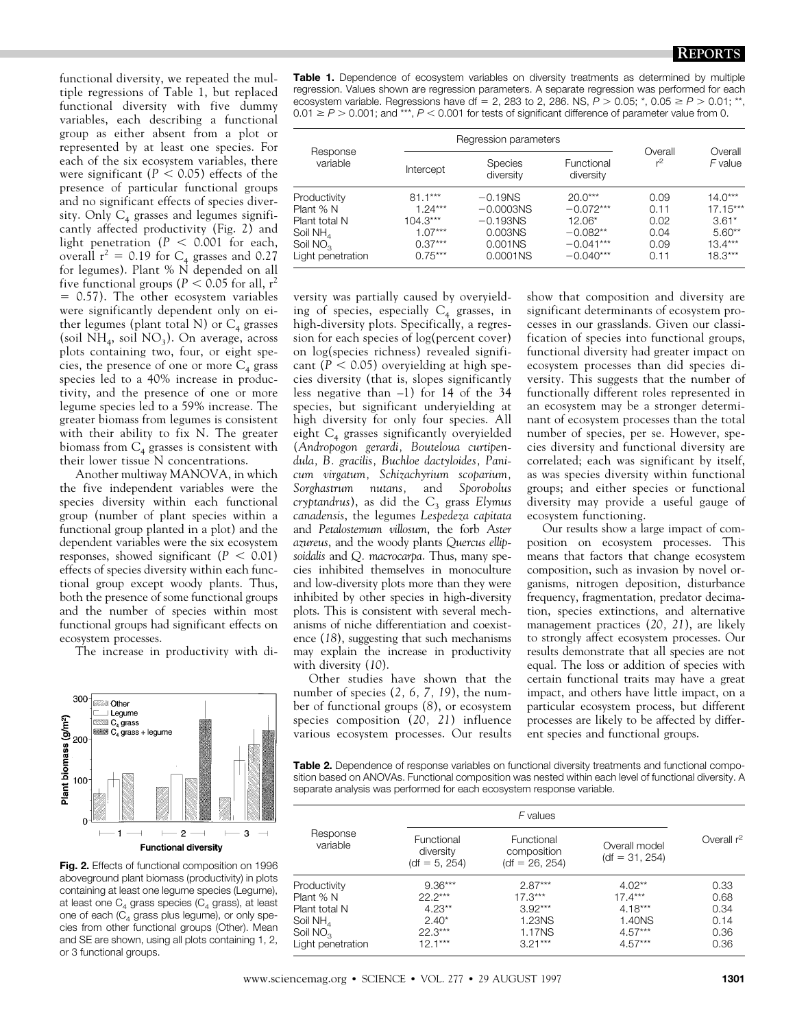functional diversity, we repeated the multiple regressions of Table 1, but replaced functional diversity with five dummy variables, each describing a functional group as either absent from a plot or represented by at least one species. For each of the six ecosystem variables, there were significant ($P < 0.05$) effects of the presence of particular functional groups and no significant effects of species diversity. Only $C_4$ grasses and legumes significantly affected productivity (Fig. 2) and light penetration ($P < 0.001$ for each, overall $r^2 = 0.19$ for $C_4$ grasses and 0.27 for legumes). Plant % N depended on all five functional groups ($P < 0.05$ for all, $r^2 = 0.57$). The other ecosystem variables were significantly dependent only on either legumes (plant total N) or $C_4$ grasses (soil $NH_4$, soil $NO_3$). On average, across plots containing two, four, or eight species, the presence of one or more $C_4$ grass species led to a 40% increase in productivity, and the presence of one or more legume species led to a 59% increase. The greater biomass from legumes is consistent with their ability to fix N. The greater biomass from $C_4$ grasses is consistent with their lower tissue N concentrations.

Another multiway MANOVA, in which the five independent variables were the species diversity within each functional group (number of plant species within a functional group planted in a plot) and the dependent variables were the six ecosystem responses, showed significant ($P < 0.01$) effects of species diversity within each functional group except woody plants. Thus, both the presence of some functional groups and the number of species within most functional groups had significant effects on ecosystem processes.

The increase in productivity with diversity was partially caused by overyielding of species, especially $C_4$ grasses, in high-diversity plots. Specifically, a regression for each species of log(percent cover) on log(species richness) revealed significant ($P < 0.05$) overyielding at high species diversity (that is, slopes significantly less negative than −1) for 14 of the 34 species, but significant underyielding at high diversity for only four species. All eight $C_4$ grasses significantly overyielded (*Andropogon gerardi, Bouteloua curtipendula, B. gracilis, Buchloe dactyloides, Panicum virgatum, Schizachyrium scoparium, Sorghastrum nutans,* and *Sporobolus cryptandrus*), as did the $C_3$ grass *Elymus canadensis*, the legumes *Lespedeza capitata* and *Petalostemum villosum*, the forb *Aster azureus*, and the woody plants *Quercus ellipsoidalis* and *Q. macrocarpa*. Thus, many species inhibited themselves in monoculture and low-diversity plots more than they were inhibited by other species in high-diversity plots. This is consistent with several mechanisms of niche differentiation and coexistence (*18*), suggesting that such mechanisms may explain the increase in productivity with diversity (*10*).

Other studies have shown that the number of species (*2, 6, 7, 19*), the number of functional groups (*8*), or ecosystem species composition (*20, 21*) influence various ecosystem processes. Our results show that composition and diversity are significant determinants of ecosystem processes in our grasslands. Given our classification of species into functional groups, functional diversity had greater impact on ecosystem processes than did species diversity. This suggests that the number of functionally different roles represented in an ecosystem may be a stronger determinant of ecosystem processes than the total number of species, per se. However, species diversity and functional diversity are correlated; each was significant by itself, as was species diversity within functional groups; and either species or functional diversity may provide a useful gauge of ecosystem functioning.

Our results show a large impact of composition on ecosystem processes. This means that factors that change ecosystem composition, such as invasion by novel organisms, nitrogen deposition, disturbance frequency, fragmentation, predator decimation, species extinctions, and alternative management practices (*20, 21*), are likely to strongly affect ecosystem processes. Our results demonstrate that all species are not equal. The loss or addition of species with certain functional traits may have a great impact, and others have little impact, on a particular ecosystem process, but different processes are likely to be affected by different species and functional groups.

**Fig. 2.** Effects of functional composition on 1996 aboveground plant biomass (productivity) in plots containing at least one legume species (Legume), at least one $C_4$ grass species ($C_4$ grass), at least one of each ($C_4$ grass plus legume), or only species from other functional groups (Other). Mean and SE are shown, using all plots containing 1, 2, or 3 functional groups.

**Table 1.** Dependence of ecosystem variables on diversity treatments as determined by multiple regression. Values shown are regression parameters. A separate regression was performed for each ecosystem variable. Regressions have df = 2, 283 to 2, 286. NS, $P > 0.05$; *, $0.05 \geq P > 0.01$; **, $0.01 \geq P > 0.001$; and ***, $P < 0.001$ for tests of significant difference of parameter value from 0.

| Response variable | Regression parameters | | | Overall $r^2$ | Overall $F$ value |
|---|---|---|---|---|---|
| | Intercept | Species diversity | Functional diversity | | |
| Productivity | 81.1*** | −0.19NS | 20.0*** | 0.09 | 14.0*** |
| Plant % N | 1.24*** | −0.0003NS | −0.072*** | 0.11 | 17.15*** |
| Plant total N | 104.3*** | −0.193NS | 12.06* | 0.02 | 3.61* |
| Soil $NH_4$ | 1.07*** | 0.003NS | −0.082** | 0.04 | 5.60** |
| Soil $NO_3$ | 0.37*** | 0.001NS | −0.041*** | 0.09 | 13.4*** |
| Light penetration | 0.75*** | 0.0001NS | −0.040*** | 0.11 | 18.3*** |

**Table 2.** Dependence of response variables on functional diversity treatments and functional composition based on ANOVAs. Functional composition was nested within each level of functional diversity. A separate analysis was performed for each ecosystem response variable.

| Response variable | $F$ values | | | Overall $r^2$ |
|---|---|---|---|---|
| | Functional diversity (df = 5, 254) | Functional composition (df = 26, 254) | Overall model (df = 31, 254) | |
| Productivity | 9.36*** | 2.87*** | 4.02** | 0.33 |
| Plant % N | 22.2*** | 17.3*** | 17.4*** | 0.68 |
| Plant total N | 4.23** | 3.92*** | 4.18*** | 0.34 |
| Soil $NH_4$ | 2.40* | 1.23NS | 1.40NS | 0.14 |
| Soil $NO_3$ | 22.3*** | 1.17NS | 4.57*** | 0.36 |
| Light penetration | 12.1*** | 3.21*** | 4.57*** | 0.36 |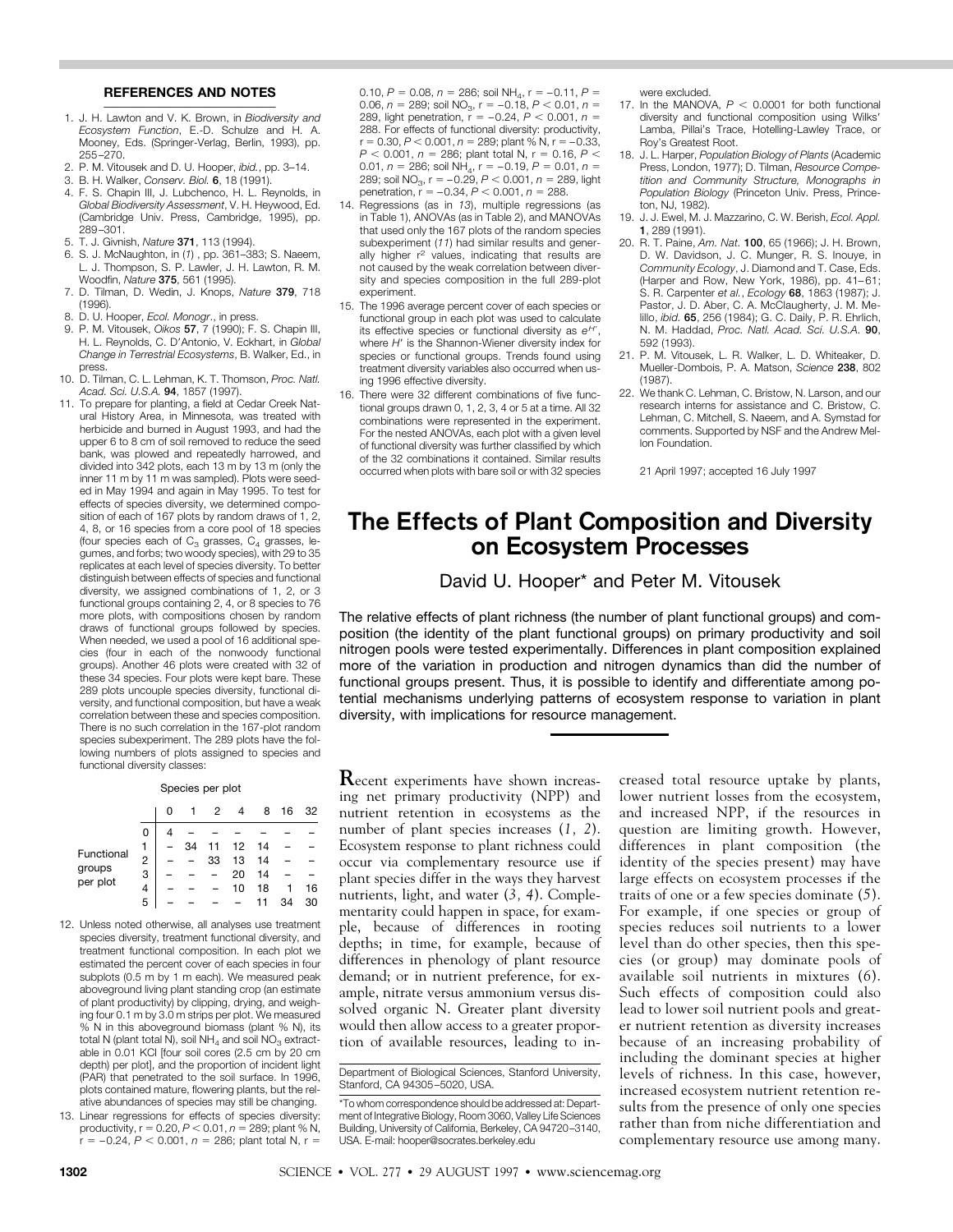## REFERENCES AND NOTES

1. J. H. Lawton and V. K. Brown, in *Biodiversity and Ecosystem Function*, E.-D. Schulze and H. A. Mooney, Eds. (Springer-Verlag, Berlin, 1993), pp. 255–270.
2. P. M. Vitousek and D. U. Hooper, *ibid.*, pp. 3–14.
3. B. H. Walker, *Conserv. Biol.* **6**, 18 (1991).
4. F. S. Chapin III, J. Lubchenco, H. L. Reynolds, in *Global Biodiversity Assessment*, V. H. Heywood, Ed. (Cambridge Univ. Press, Cambridge, 1995), pp. 289–301.
5. T. J. Givnish, *Nature* **371**, 113 (1994).
6. S. J. McNaughton, in (*1*), pp. 361–383; S. Naeem, L. J. Thompson, S. P. Lawler, J. H. Lawton, R. M. Woodfin, *Nature* **375**, 561 (1995).
7. D. Tilman, D. Wedin, J. Knops, *Nature* **379**, 718 (1996).
8. D. U. Hooper, *Ecol. Monogr.*, in press.
9. P. M. Vitousek, *Oikos* **57**, 7 (1990); F. S. Chapin III, H. L. Reynolds, C. D'Antonio, V. Eckhart, in *Global Change in Terrestrial Ecosystems*, B. Walker, Ed., in press.
10. D. Tilman, C. L. Lehman, K. T. Thomson, *Proc. Natl. Acad. Sci. U.S.A.* **94**, 1857 (1997).
11. To prepare for planting, a field at Cedar Creek Natural History Area, in Minnesota, was treated with herbicide and burned in August 1993, and had the upper 6 to 8 cm of soil removed to reduce the seed bank, was plowed and repeatedly harrowed, and divided into 342 plots, each 13 m by 13 m (only the inner 11 m by 11 m was sampled). Plots were seeded in May 1994 and again in May 1995. To test for effects of species diversity, we determined composition of each of 167 plots by random draws of 1, 2, 4, 8, or 16 species from a core pool of 18 species (four species each of $C_3$ grasses, $C_4$ grasses, legumes, and forbs; two woody species), with 29 to 35 replicates at each level of species diversity. To better distinguish between effects of species and functional diversity, we assigned combinations of 1, 2, or 3 functional groups containing 2, 4, or 8 species to 76 more plots, with compositions chosen by random draws of functional groups followed by species. When needed, we used a pool of 16 additional species (four in each of the nonwoody functional groups). Another 46 plots were created with 32 of these 34 species. Four plots were kept bare. These 289 plots uncouple species diversity, functional diversity, and functional composition, but have a weak correlation between these and species composition. There is no such correlation in the 167-plot random species subexperiment. The 289 plots have the following numbers of plots assigned to species and functional diversity classes:

| | | Species per plot | | | | | | |
|---|---|---|---|---|---|---|---|---|
| | | 0 | 1 | 2 | 4 | 8 | 16 | 32 |
| Functional groups per plot | 0 | 4 | – | – | – | – | – | – |
| | 1 | – | 34 | 11 | 12 | 14 | – | – |
| | 2 | – | – | 33 | 13 | 14 | – | – |
| | 3 | – | – | – | 20 | 14 | – | – |
| | 4 | – | – | – | 10 | 18 | 1 | 16 |
| | 5 | – | – | – | – | 11 | 34 | 30 |

12. Unless noted otherwise, all analyses use treatment species diversity, treatment functional diversity, and treatment functional composition. In each plot we estimated the percent cover of each species in four subplots (0.5 m by 1 m each). We measured peak aboveground living plant standing crop (an estimate of plant productivity) by clipping, drying, and weighing four 0.1 m by 3.0 m strips per plot. We measured % N in this aboveground biomass (plant % N), its total N (plant total N), soil $NH_4$ and soil $NO_3$ extractable in 0.01 KCl [four soil cores (2.5 cm by 20 cm depth) per plot], and the proportion of incident light (PAR) that penetrated to the soil surface. In 1996, plots contained mature, flowering plants, but the relative abundances of species may still be changing.
13. Linear regressions for effects of species diversity: productivity, $r = 0.20$, $P < 0.01$, $n = 289$; plant % N, $r = -0.24$, $P < 0.001$, $n = 286$; plant total N, $r = 0.10$, $P = 0.08$, $n = 286$; soil $NH_4$, $r = -0.11$, $P = 0.06$, $n = 289$; soil $NO_3$, $r = -0.18$, $P < 0.01$, $n = 289$, light penetration, $r = -0.24$, $P < 0.001$, $n = 288$. For effects of functional diversity: productivity, $r = 0.30$, $P < 0.001$, $n = 289$; plant % N, $r = -0.33$, $P < 0.001$, $n = 286$; plant total N, $r = 0.16$, $P < 0.01$, $n = 286$; soil $NH_4$, $r = -0.19$, $P = 0.01$, $n = 289$; soil $NO_3$, $r = -0.29$, $P < 0.001$, $n = 289$, light penetration, $r = -0.34$, $P < 0.001$, $n = 288$.
14. Regressions (as in *13*), multiple regressions (as in Table 1), ANOVAs (as in Table 2), and MANOVAs that used only the 167 plots of the random species subexperiment (*11*) had similar results and generally higher $r^2$ values, indicating that results are not caused by the weak correlation between diversity and species composition in the full 289-plot experiment.
15. The 1996 average percent cover of each species or functional group in each plot was used to calculate its effective species or functional diversity as $e^{H'}$, where $H'$ is the Shannon-Wiener diversity index for species or functional groups. Trends found using treatment diversity variables also occurred when using 1996 effective diversity.
16. There were 32 different combinations of five functional groups drawn 0, 1, 2, 3, 4 or 5 at a time. All 32 combinations were represented in the experiment. For the nested ANOVAs, each plot with a given level of functional diversity was further classified by which of the 32 combinations it contained. Similar results occurred when plots with bare soil or with 32 species were excluded.
17. In the MANOVA, $P < 0.0001$ for both functional diversity and functional composition using Wilks' Lamba, Pillai's Trace, Hotelling-Lawley Trace, or Roy's Greatest Root.
18. J. L. Harper, *Population Biology of Plants* (Academic Press, London, 1977); D. Tilman, *Resource Competition and Community Structure, Monographs in Population Biology* (Princeton Univ. Press, Princeton, NJ, 1982).
19. J. J. Ewel, M. J. Mazzarino, C. W. Berish, *Ecol. Appl.* **1**, 289 (1991).
20. R. T. Paine, *Am. Nat.* **100**, 65 (1966); J. H. Brown, D. W. Davidson, J. C. Munger, R. S. Inouye, in *Community Ecology*, J. Diamond and T. Case, Eds. (Harper and Row, New York, 1986), pp. 41–61; S. R. Carpenter *et al.*, *Ecology* **68**, 1863 (1987); J. Pastor, J. D. Aber, C. A. McClaugherty, J. M. Melillo, *ibid.* **65**, 256 (1984); G. C. Daily, P. R. Ehrlich, N. M. Haddad, *Proc. Natl. Acad. Sci. U.S.A.* **90**, 592 (1993).
21. P. M. Vitousek, L. R. Walker, L. D. Whiteaker, D. Mueller-Dombois, P. A. Matson, *Science* **238**, 802 (1987).
22. We thank C. Lehman, C. Bristow, N. Larson, and our research interns for assistance and C. Bristow, C. Lehman, C. Mitchell, S. Naeem, and A. Symstad for comments. Supported by NSF and the Andrew Mellon Foundation.

21 April 1997; accepted 16 July 1997

# The Effects of Plant Composition and Diversity on Ecosystem Processes

David U. Hooper* and Peter M. Vitousek

The relative effects of plant richness (the number of plant functional groups) and composition (the identity of the plant functional groups) on primary productivity and soil nitrogen pools were tested experimentally. Differences in plant composition explained more of the variation in production and nitrogen dynamics than did the number of functional groups present. Thus, it is possible to identify and differentiate among potential mechanisms underlying patterns of ecosystem response to variation in plant diversity, with implications for resource management.

Recent experiments have shown increasing net primary productivity (NPP) and nutrient retention in ecosystems as the number of plant species increases (*1, 2*). Ecosystem response to plant richness could occur via complementary resource use if plant species differ in the ways they harvest nutrients, light, and water (*3, 4*). Complementarity could happen in space, for example, because of differences in rooting depths; in time, for example, because of differences in phenology of plant resource demand; or in nutrient preference, for example, nitrate versus ammonium versus dissolved organic N. Greater plant diversity would then allow access to a greater proportion of available resources, leading to increased total resource uptake by plants, lower nutrient losses from the ecosystem, and increased NPP, if the resources in question are limiting growth. However, differences in plant composition (the identity of the species present) may have large effects on ecosystem processes if the traits of one or a few species dominate (*5*). For example, if one species or group of species reduces soil nutrients to a lower level than do other species, then this species (or group) may dominate pools of available soil nutrients in mixtures (*6*). Such effects of composition could also lead to lower soil nutrient pools and greater nutrient retention as diversity increases because of an increasing probability of including the dominant species at higher levels of richness. In this case, however, increased ecosystem nutrient retention results from the presence of only one species rather than from niche differentiation and complementary resource use among many.

Department of Biological Sciences, Stanford University, Stanford, CA 94305–5020, USA.

*To whom correspondence should be addressed at: Department of Integrative Biology, Room 3060, Valley Life Sciences Building, University of California, Berkeley, CA 94720–3140, USA. E-mail: hooper@socrates.berkeley.edu